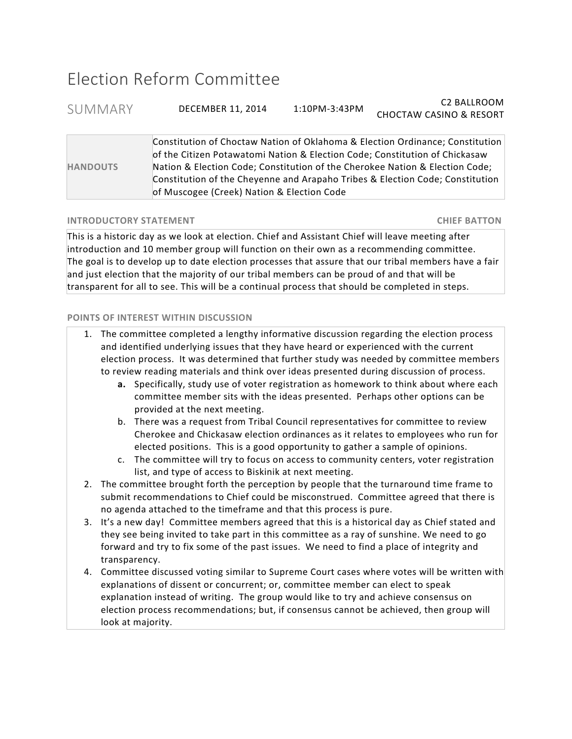# Election Reform Committee

## SUMMARY

DECEMBER 11, 2014 | 1:10PM-3:43PM | C2 BALLROOM CHOCTAW CASINO & RESORT

| HANDOUTS | Constitution of Choctaw Nation of Oklahoma & Election Ordinance; Constitution of the Citizen Potawatomi Nation & Election Code; Constitution of Chickasaw Nation & Election Code; Constitution of the Cherokee Nation & Election Code; Constitution of the Cheyenne and Arapaho Tribes & Election Code; Constitution of Muscogee (Creek) Nation & Election Code |
|---|---|

### INTRODUCTORY STATEMENT — CHIEF BATTON

This is a historic day as we look at election. Chief and Assistant Chief will leave meeting after introduction and 10 member group will function on their own as a recommending committee. The goal is to develop up to date election processes that assure that our tribal members have a fair and just election that the majority of our tribal members can be proud of and that will be transparent for all to see. This will be a continual process that should be completed in steps.

### POINTS OF INTEREST WITHIN DISCUSSION

1. The committee completed a lengthy informative discussion regarding the election process and identified underlying issues that they have heard or experienced with the current election process. It was determined that further study was needed by committee members to review reading materials and think over ideas presented during discussion of process.
   - **a.** Specifically, study use of voter registration as homework to think about where each committee member sits with the ideas presented. Perhaps other options can be provided at the next meeting.
   - b. There was a request from Tribal Council representatives for committee to review Cherokee and Chickasaw election ordinances as it relates to employees who run for elected positions. This is a good opportunity to gather a sample of opinions.
   - c. The committee will try to focus on access to community centers, voter registration list, and type of access to Biskinik at next meeting.
2. The committee brought forth the perception by people that the turnaround time frame to submit recommendations to Chief could be misconstrued. Committee agreed that there is no agenda attached to the timeframe and that this process is pure.
3. It's a new day! Committee members agreed that this is a historical day as Chief stated and they see being invited to take part in this committee as a ray of sunshine. We need to go forward and try to fix some of the past issues. We need to find a place of integrity and transparency.
4. Committee discussed voting similar to Supreme Court cases where votes will be written with explanations of dissent or concurrent; or, committee member can elect to speak explanation instead of writing. The group would like to try and achieve consensus on election process recommendations; but, if consensus cannot be achieved, then group will look at majority.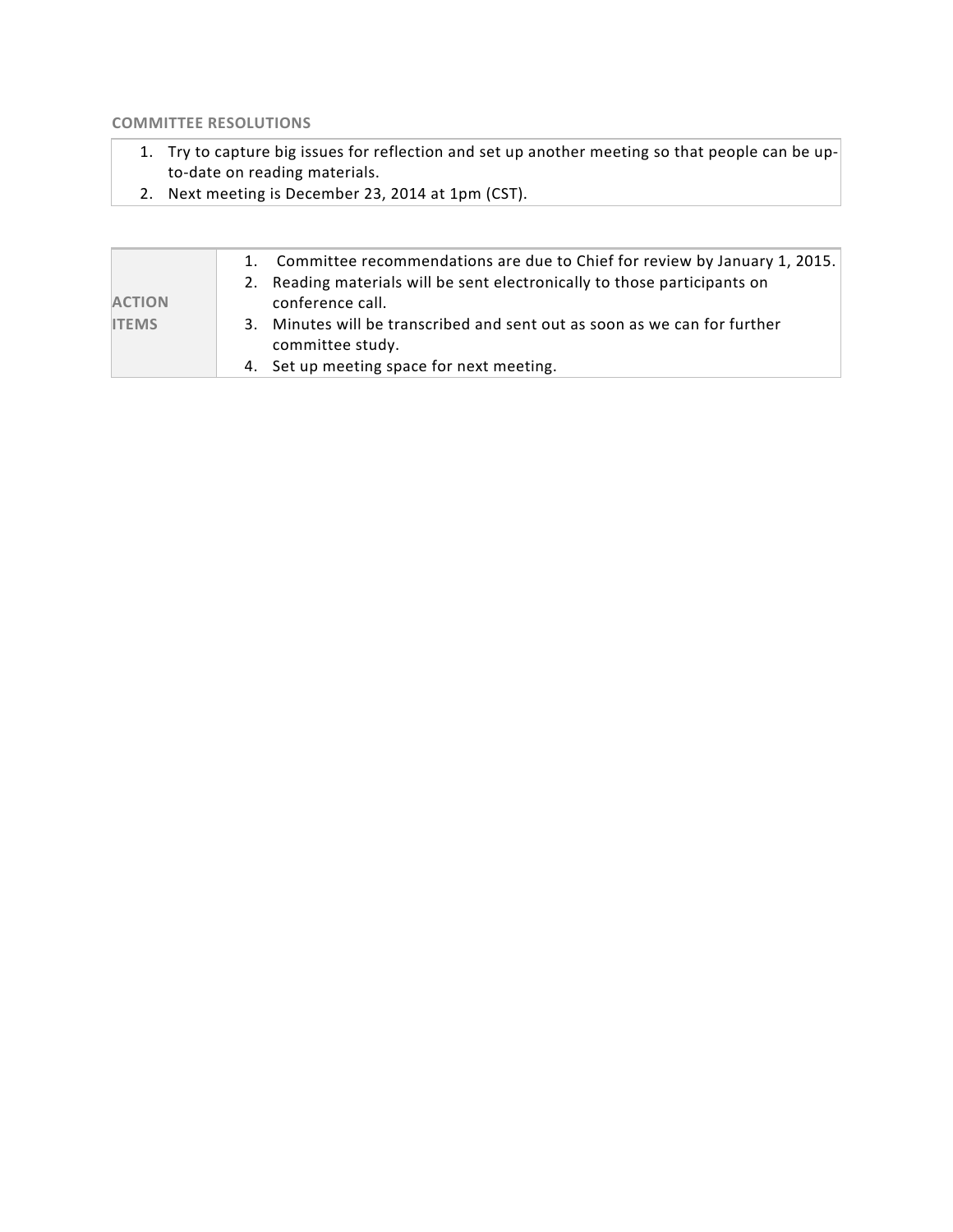### COMMITTEE RESOLUTIONS

1. Try to capture big issues for reflection and set up another meeting so that people can be up-to-date on reading materials.
2. Next meeting is December 23, 2014 at 1pm (CST).

| | |
|---|---|
| **ACTION ITEMS** | 1. Committee recommendations are due to Chief for review by January 1, 2015.<br>2. Reading materials will be sent electronically to those participants on conference call.<br>3. Minutes will be transcribed and sent out as soon as we can for further committee study.<br>4. Set up meeting space for next meeting. |